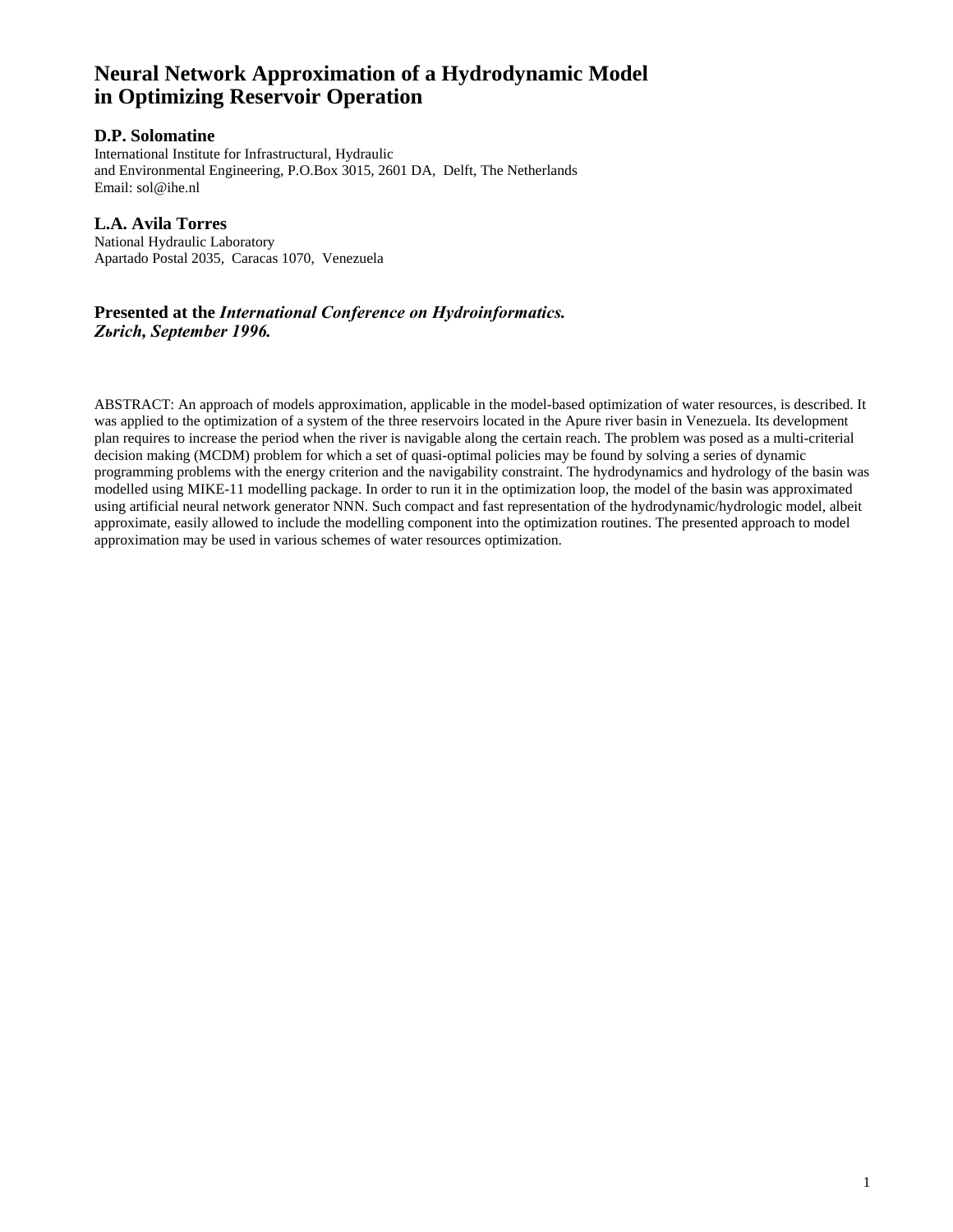# Neural Network Approximation of a Hydrodynamic Model in Optimizing Reservoir Operation

### D.P. Solomatine

International Institute for Infrastructural, Hydraulic
and Environmental Engineering, P.O.Box 3015, 2601 DA, Delft, The Netherlands
Email: sol@ihe.nl

### L.A. Avila Torres

National Hydraulic Laboratory
Apartado Postal 2035, Caracas 1070, Venezuela

**Presented at the *International Conference on Hydroinformatics. Zьrich, September 1996.***

ABSTRACT: An approach of models approximation, applicable in the model-based optimization of water resources, is described. It was applied to the optimization of a system of the three reservoirs located in the Apure river basin in Venezuela. Its development plan requires to increase the period when the river is navigable along the certain reach. The problem was posed as a multi-criterial decision making (MCDM) problem for which a set of quasi-optimal policies may be found by solving a series of dynamic programming problems with the energy criterion and the navigability constraint. The hydrodynamics and hydrology of the basin was modelled using MIKE-11 modelling package. In order to run it in the optimization loop, the model of the basin was approximated using artificial neural network generator NNN. Such compact and fast representation of the hydrodynamic/hydrologic model, albeit approximate, easily allowed to include the modelling component into the optimization routines. The presented approach to model approximation may be used in various schemes of water resources optimization.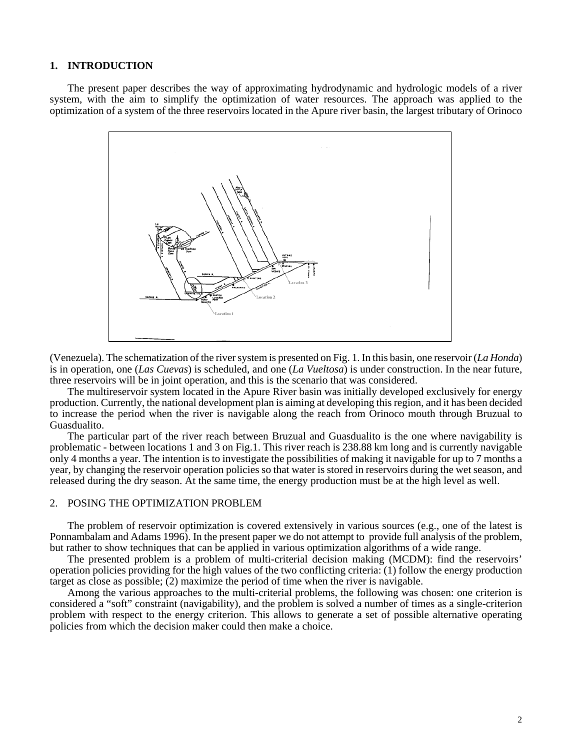## 1. INTRODUCTION

The present paper describes the way of approximating hydrodynamic and hydrologic models of a river system, with the aim to simplify the optimization of water resources. The approach was applied to the optimization of a system of the three reservoirs located in the Apure river basin, the largest tributary of Orinoco (Venezuela). The schematization of the river system is presented on Fig. 1. In this basin, one reservoir (*La Honda*) is in operation, one (*Las Cuevas*) is scheduled, and one (*La Vueltosa*) is under construction. In the near future, three reservoirs will be in joint operation, and this is the scenario that was considered.

The multireservoir system located in the Apure River basin was initially developed exclusively for energy production. Currently, the national development plan is aiming at developing this region, and it has been decided to increase the period when the river is navigable along the reach from Orinoco mouth through Bruzual to Guasdualito.

The particular part of the river reach between Bruzual and Guasdualito is the one where navigability is problematic - between locations 1 and 3 on Fig.1. This river reach is 238.88 km long and is currently navigable only 4 months a year. The intention is to investigate the possibilities of making it navigable for up to 7 months a year, by changing the reservoir operation policies so that water is stored in reservoirs during the wet season, and released during the dry season. At the same time, the energy production must be at the high level as well.

## 2. POSING THE OPTIMIZATION PROBLEM

The problem of reservoir optimization is covered extensively in various sources (e.g., one of the latest is Ponnambalam and Adams 1996). In the present paper we do not attempt to provide full analysis of the problem, but rather to show techniques that can be applied in various optimization algorithms of a wide range.

The presented problem is a problem of multi-criterial decision making (MCDM): find the reservoirs' operation policies providing for the high values of the two conflicting criteria: (1) follow the energy production target as close as possible; (2) maximize the period of time when the river is navigable.

Among the various approaches to the multi-criterial problems, the following was chosen: one criterion is considered a "soft" constraint (navigability), and the problem is solved a number of times as a single-criterion problem with respect to the energy criterion. This allows to generate a set of possible alternative operating policies from which the decision maker could then make a choice.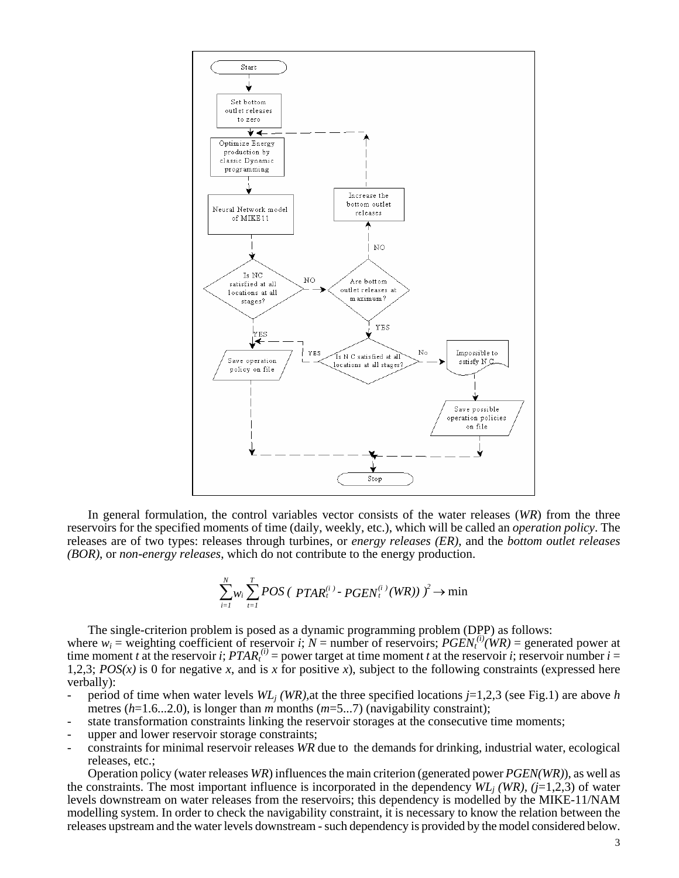In general formulation, the control variables vector consists of the water releases (*WR*) from the three reservoirs for the specified moments of time (daily, weekly, etc.), which will be called an *operation policy*. The releases are of two types: releases through turbines, or *energy releases (ER)*, and the *bottom outlet releases (BOR)*, or *non-energy releases*, which do not contribute to the energy production.

$$\sum_{i=1}^{N} w_i \sum_{t=1}^{T} POS\,(\,PTAR_t^{(i)} - PGEN_t^{(i)}(WR)\,)^2 \rightarrow \min$$

The single-criterion problem is posed as a dynamic programming problem (DPP) as follows:
where $w_i$ = weighting coefficient of reservoir *i*; *N* = number of reservoirs; $PGEN_t^{(i)}(WR)$ = generated power at time moment *t* at the reservoir *i*; $PTAR_t^{(i)}$ = power target at time moment *t* at the reservoir *i*; reservoir number *i* = 1,2,3; *POS(x)* is 0 for negative *x*, and is *x* for positive *x*), subject to the following constraints (expressed here verbally):

- period of time when water levels $WL_j\,(WR)$,at the three specified locations *j*=1,2,3 (see Fig.1) are above *h* metres (*h*=1.6...2.0), is longer than *m* months (*m*=5...7) (navigability constraint);
- state transformation constraints linking the reservoir storages at the consecutive time moments;
- upper and lower reservoir storage constraints;
- constraints for minimal reservoir releases *WR* due to the demands for drinking, industrial water, ecological releases, etc.;

Operation policy (water releases *WR*) influences the main criterion (generated power *PGEN(WR)*), as well as the constraints. The most important influence is incorporated in the dependency $WL_j\,(WR)$, (*j*=1,2,3) of water levels downstream on water releases from the reservoirs; this dependency is modelled by the MIKE-11/NAM modelling system. In order to check the navigability constraint, it is necessary to know the relation between the releases upstream and the water levels downstream - such dependency is provided by the model considered below.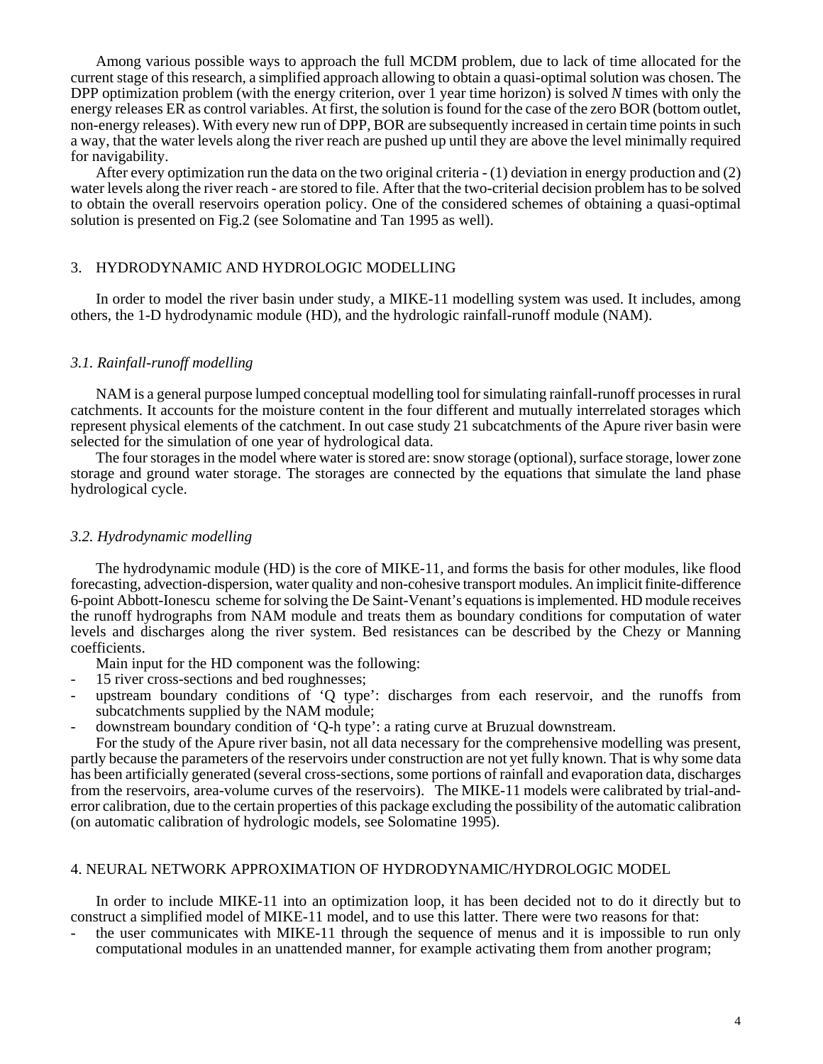Among various possible ways to approach the full MCDM problem, due to lack of time allocated for the current stage of this research, a simplified approach allowing to obtain a quasi-optimal solution was chosen. The DPP optimization problem (with the energy criterion, over 1 year time horizon) is solved *N* times with only the energy releases ER as control variables. At first, the solution is found for the case of the zero BOR (bottom outlet, non-energy releases). With every new run of DPP, BOR are subsequently increased in certain time points in such a way, that the water levels along the river reach are pushed up until they are above the level minimally required for navigability.

After every optimization run the data on the two original criteria - (1) deviation in energy production and (2) water levels along the river reach - are stored to file. After that the two-criterial decision problem has to be solved to obtain the overall reservoirs operation policy. One of the considered schemes of obtaining a quasi-optimal solution is presented on Fig.2 (see Solomatine and Tan 1995 as well).

## 3. HYDRODYNAMIC AND HYDROLOGIC MODELLING

In order to model the river basin under study, a MIKE-11 modelling system was used. It includes, among others, the 1-D hydrodynamic module (HD), and the hydrologic rainfall-runoff module (NAM).

### *3.1. Rainfall-runoff modelling*

NAM is a general purpose lumped conceptual modelling tool for simulating rainfall-runoff processes in rural catchments. It accounts for the moisture content in the four different and mutually interrelated storages which represent physical elements of the catchment. In out case study 21 subcatchments of the Apure river basin were selected for the simulation of one year of hydrological data.

The four storages in the model where water is stored are: snow storage (optional), surface storage, lower zone storage and ground water storage. The storages are connected by the equations that simulate the land phase hydrological cycle.

### *3.2. Hydrodynamic modelling*

The hydrodynamic module (HD) is the core of MIKE-11, and forms the basis for other modules, like flood forecasting, advection-dispersion, water quality and non-cohesive transport modules. An implicit finite-difference 6-point Abbott-Ionescu scheme for solving the De Saint-Venant's equations is implemented. HD module receives the runoff hydrographs from NAM module and treats them as boundary conditions for computation of water levels and discharges along the river system. Bed resistances can be described by the Chezy or Manning coefficients.

Main input for the HD component was the following:

- 15 river cross-sections and bed roughnesses;
- upstream boundary conditions of 'Q type': discharges from each reservoir, and the runoffs from subcatchments supplied by the NAM module;
- downstream boundary condition of 'Q-h type': a rating curve at Bruzual downstream.

For the study of the Apure river basin, not all data necessary for the comprehensive modelling was present, partly because the parameters of the reservoirs under construction are not yet fully known. That is why some data has been artificially generated (several cross-sections, some portions of rainfall and evaporation data, discharges from the reservoirs, area-volume curves of the reservoirs). The MIKE-11 models were calibrated by trial-and-error calibration, due to the certain properties of this package excluding the possibility of the automatic calibration (on automatic calibration of hydrologic models, see Solomatine 1995).

## 4. NEURAL NETWORK APPROXIMATION OF HYDRODYNAMIC/HYDROLOGIC MODEL

In order to include MIKE-11 into an optimization loop, it has been decided not to do it directly but to construct a simplified model of MIKE-11 model, and to use this latter. There were two reasons for that:

- the user communicates with MIKE-11 through the sequence of menus and it is impossible to run only computational modules in an unattended manner, for example activating them from another program;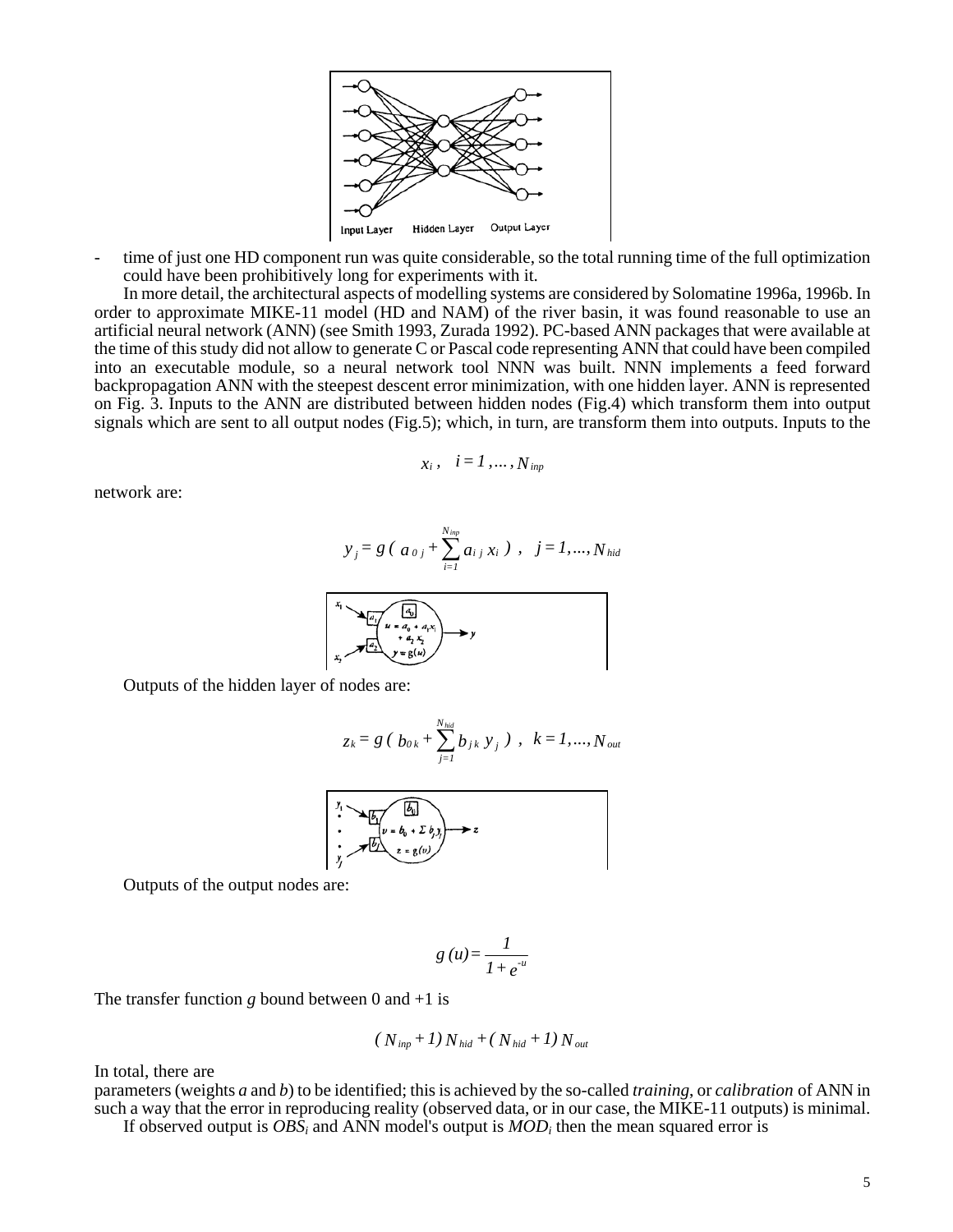- time of just one HD component run was quite considerable, so the total running time of the full optimization could have been prohibitively long for experiments with it.

In more detail, the architectural aspects of modelling systems are considered by Solomatine 1996a, 1996b. In order to approximate MIKE-11 model (HD and NAM) of the river basin, it was found reasonable to use an artificial neural network (ANN) (see Smith 1993, Zurada 1992). PC-based ANN packages that were available at the time of this study did not allow to generate C or Pascal code representing ANN that could have been compiled into an executable module, so a neural network tool NNN was built. NNN implements a feed forward backpropagation ANN with the steepest descent error minimization, with one hidden layer. ANN is represented on Fig. 3. Inputs to the ANN are distributed between hidden nodes (Fig.4) which transform them into output signals which are sent to all output nodes (Fig.5); which, in turn, are transform them into outputs. Inputs to the

$$x_i\,, \quad i = 1\,, \ldots, N_{inp}$$

network are:

$$y_j = g\left( a_{0j} + \sum_{i=1}^{N_{inp}} a_{ij}\, x_i \right)\,, \quad j = 1, \ldots, N_{hid}$$

Outputs of the hidden layer of nodes are:

$$z_k = g\left( b_{0k} + \sum_{j=1}^{N_{hid}} b_{jk}\, y_j \right)\,, \quad k = 1, \ldots, N_{out}$$

Outputs of the output nodes are:

$$g\,(u) = \frac{1}{1 + e^{-u}}$$

The transfer function $g$ bound between 0 and +1 is

$$(N_{inp} + 1)\, N_{hid} + (N_{hid} + 1)\, N_{out}$$

In total, there are

parameters (weights *a* and *b*) to be identified; this is achieved by the so-called *training,* or *calibration* of ANN in such a way that the error in reproducing reality (observed data, or in our case, the MIKE-11 outputs) is minimal.

If observed output is $OBS_i$ and ANN model's output is $MOD_i$ then the mean squared error is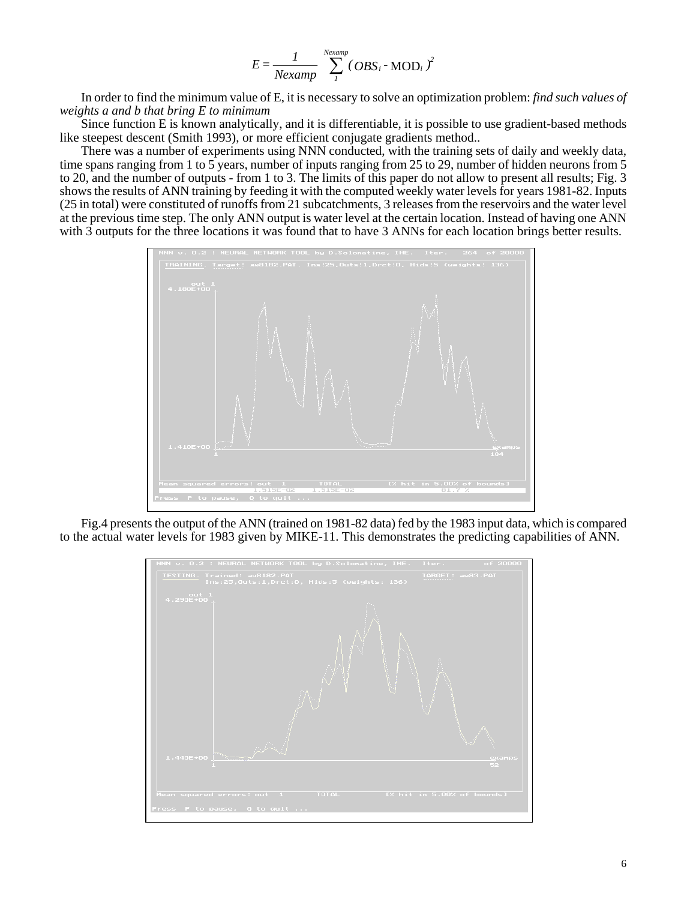$$E = \frac{1}{Nexamp} \sum_{1}^{Nexamp} (OBS_i - \mathrm{MOD}_i)^2$$

In order to find the minimum value of E, it is necessary to solve an optimization problem: *find such values of weights a and b that bring E to minimum*

Since function E is known analytically, and it is differentiable, it is possible to use gradient-based methods like steepest descent (Smith 1993), or more efficient conjugate gradients method..

There was a number of experiments using NNN conducted, with the training sets of daily and weekly data, time spans ranging from 1 to 5 years, number of inputs ranging from 25 to 29, number of hidden neurons from 5 to 20, and the number of outputs - from 1 to 3. The limits of this paper do not allow to present all results; Fig. 3 shows the results of ANN training by feeding it with the computed weekly water levels for years 1981-82. Inputs (25 in total) were constituted of runoffs from 21 subcatchments, 3 releases from the reservoirs and the water level at the previous time step. The only ANN output is water level at the certain location. Instead of having one ANN with 3 outputs for the three locations it was found that to have 3 ANNs for each location brings better results.

Fig.4 presents the output of the ANN (trained on 1981-82 data) fed by the 1983 input data, which is compared to the actual water levels for 1983 given by MIKE-11. This demonstrates the predicting capabilities of ANN.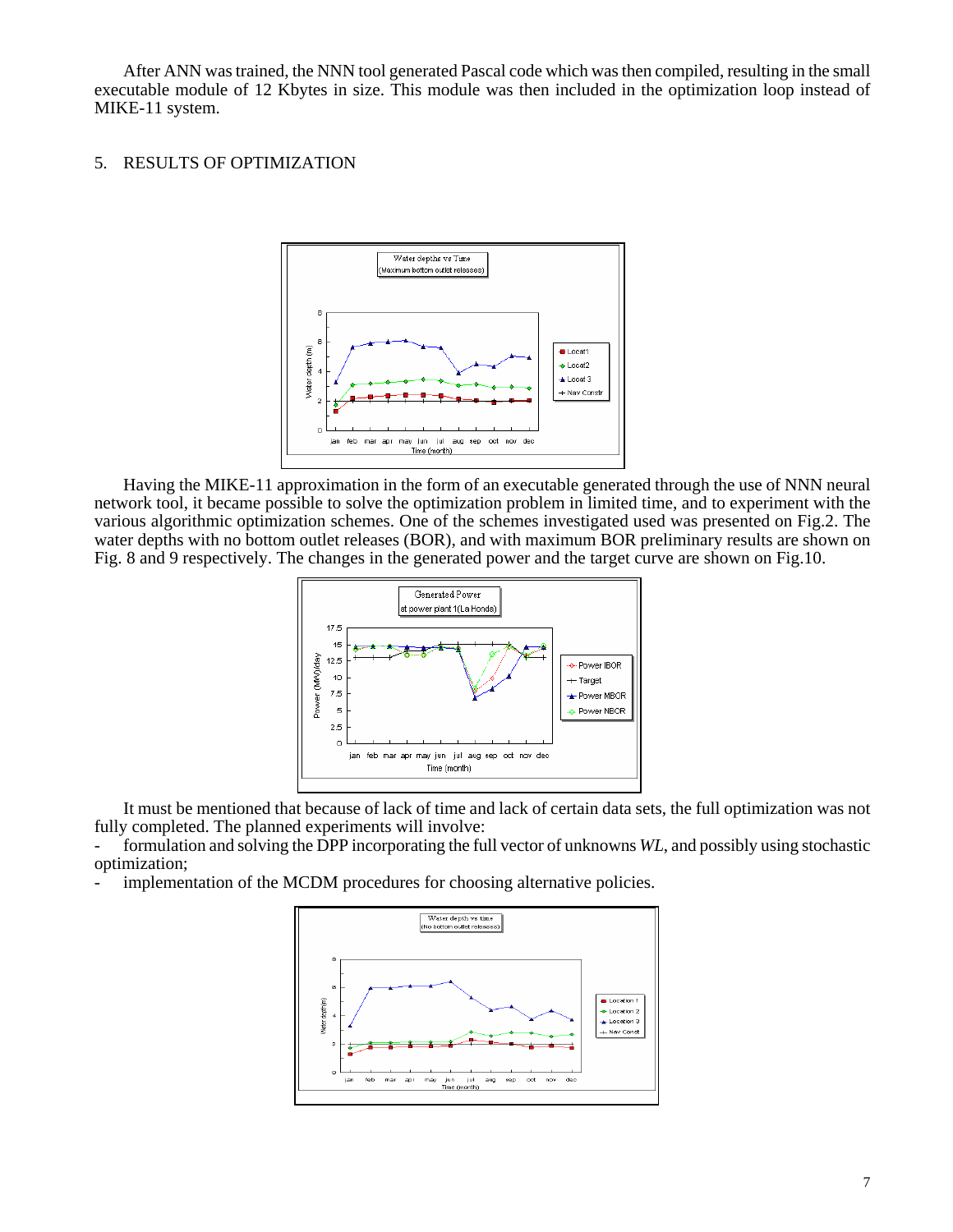After ANN was trained, the NNN tool generated Pascal code which was then compiled, resulting in the small executable module of 12 Kbytes in size. This module was then included in the optimization loop instead of MIKE-11 system.

## 5. RESULTS OF OPTIMIZATION

Having the MIKE-11 approximation in the form of an executable generated through the use of NNN neural network tool, it became possible to solve the optimization problem in limited time, and to experiment with the various algorithmic optimization schemes. One of the schemes investigated used was presented on Fig.2. The water depths with no bottom outlet releases (BOR), and with maximum BOR preliminary results are shown on Fig. 8 and 9 respectively. The changes in the generated power and the target curve are shown on Fig.10.

It must be mentioned that because of lack of time and lack of certain data sets, the full optimization was not fully completed. The planned experiments will involve:

- formulation and solving the DPP incorporating the full vector of unknowns *WL*, and possibly using stochastic optimization;
- implementation of the MCDM procedures for choosing alternative policies.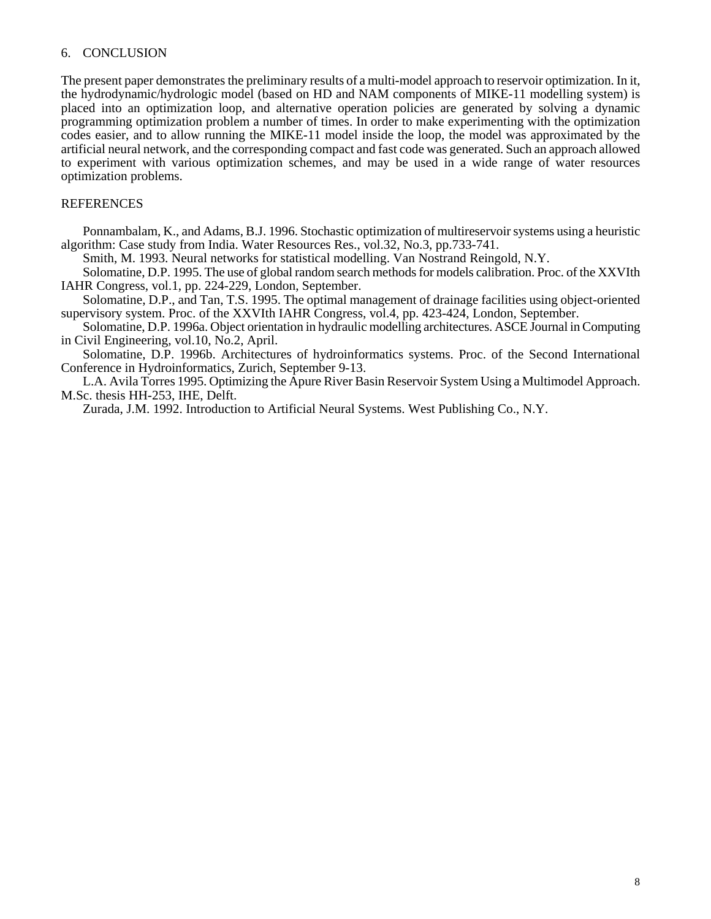## 6. CONCLUSION

The present paper demonstrates the preliminary results of a multi-model approach to reservoir optimization. In it, the hydrodynamic/hydrologic model (based on HD and NAM components of MIKE-11 modelling system) is placed into an optimization loop, and alternative operation policies are generated by solving a dynamic programming optimization problem a number of times. In order to make experimenting with the optimization codes easier, and to allow running the MIKE-11 model inside the loop, the model was approximated by the artificial neural network, and the corresponding compact and fast code was generated. Such an approach allowed to experiment with various optimization schemes, and may be used in a wide range of water resources optimization problems.

## REFERENCES

Ponnambalam, K., and Adams, B.J. 1996. Stochastic optimization of multireservoir systems using a heuristic algorithm: Case study from India. Water Resources Res., vol.32, No.3, pp.733-741.

Smith, M. 1993. Neural networks for statistical modelling. Van Nostrand Reingold, N.Y.

Solomatine, D.P. 1995. The use of global random search methods for models calibration. Proc. of the XXVIth IAHR Congress, vol.1, pp. 224-229, London, September.

Solomatine, D.P., and Tan, T.S. 1995. The optimal management of drainage facilities using object-oriented supervisory system. Proc. of the XXVIth IAHR Congress, vol.4, pp. 423-424, London, September.

Solomatine, D.P. 1996a. Object orientation in hydraulic modelling architectures. ASCE Journal in Computing in Civil Engineering, vol.10, No.2, April.

Solomatine, D.P. 1996b. Architectures of hydroinformatics systems. Proc. of the Second International Conference in Hydroinformatics, Zurich, September 9-13.

L.A. Avila Torres 1995. Optimizing the Apure River Basin Reservoir System Using a Multimodel Approach. M.Sc. thesis HH-253, IHE, Delft.

Zurada, J.M. 1992. Introduction to Artificial Neural Systems. West Publishing Co., N.Y.